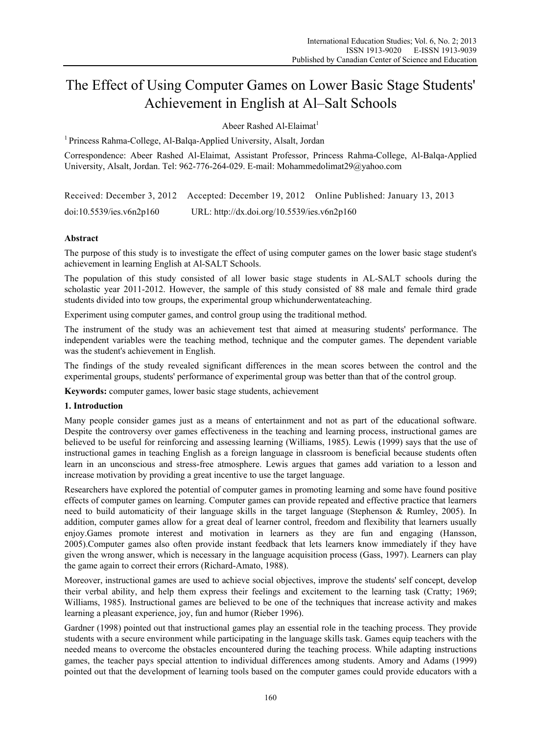# The Effect of Using Computer Games on Lower Basic Stage Students' Achievement in English at Al–Salt Schools

Abeer Rashed Al-Elaimat[1]

[1] Princess Rahma-College, Al-Balqa-Applied University, Alsalt, Jordan

Correspondence: Abeer Rashed Al-Elaimat, Assistant Professor, Princess Rahma-College, Al-Balqa-Applied University, Alsalt, Jordan. Tel: 962-776-264-029. E-mail: Mohammedolimat29@yahoo.com

Received: December 3, 2012 Accepted: December 19, 2012 Online Published: January 13, 2013

doi:10.5539/ies.v6n2p160 URL: http://dx.doi.org/10.5539/ies.v6n2p160

## Abstract

The purpose of this study is to investigate the effect of using computer games on the lower basic stage student's achievement in learning English at Al-SALT Schools.

The population of this study consisted of all lower basic stage students in AL-SALT schools during the scholastic year 2011-2012. However, the sample of this study consisted of 88 male and female third grade students divided into tow groups, the experimental group whichunderwentateaching.

Experiment using computer games, and control group using the traditional method.

The instrument of the study was an achievement test that aimed at measuring students' performance. The independent variables were the teaching method, technique and the computer games. The dependent variable was the student's achievement in English.

The findings of the study revealed significant differences in the mean scores between the control and the experimental groups, students' performance of experimental group was better than that of the control group.

**Keywords:** computer games, lower basic stage students, achievement

## 1. Introduction

Many people consider games just as a means of entertainment and not as part of the educational software. Despite the controversy over games effectiveness in the teaching and learning process, instructional games are believed to be useful for reinforcing and assessing learning (Williams, 1985). Lewis (1999) says that the use of instructional games in teaching English as a foreign language in classroom is beneficial because students often learn in an unconscious and stress-free atmosphere. Lewis argues that games add variation to a lesson and increase motivation by providing a great incentive to use the target language.

Researchers have explored the potential of computer games in promoting learning and some have found positive effects of computer games on learning. Computer games can provide repeated and effective practice that learners need to build automaticity of their language skills in the target language (Stephenson & Rumley, 2005). In addition, computer games allow for a great deal of learner control, freedom and flexibility that learners usually enjoy.Games promote interest and motivation in learners as they are fun and engaging (Hansson, 2005).Computer games also often provide instant feedback that lets learners know immediately if they have given the wrong answer, which is necessary in the language acquisition process (Gass, 1997). Learners can play the game again to correct their errors (Richard-Amato, 1988).

Moreover, instructional games are used to achieve social objectives, improve the students' self concept, develop their verbal ability, and help them express their feelings and excitement to the learning task (Cratty; 1969; Williams, 1985). Instructional games are believed to be one of the techniques that increase activity and makes learning a pleasant experience, joy, fun and humor (Rieber 1996).

Gardner (1998) pointed out that instructional games play an essential role in the teaching process. They provide students with a secure environment while participating in the language skills task. Games equip teachers with the needed means to overcome the obstacles encountered during the teaching process. While adapting instructions games, the teacher pays special attention to individual differences among students. Amory and Adams (1999) pointed out that the development of learning tools based on the computer games could provide educators with a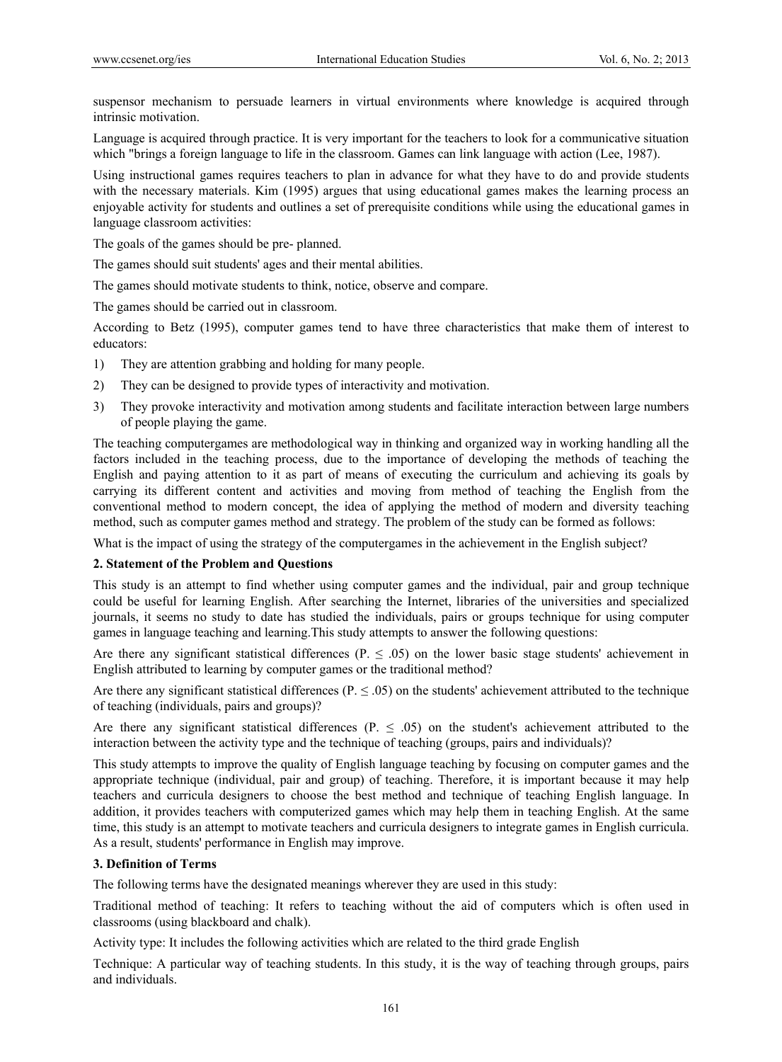suspensor mechanism to persuade learners in virtual environments where knowledge is acquired through intrinsic motivation.

Language is acquired through practice. It is very important for the teachers to look for a communicative situation which "brings a foreign language to life in the classroom. Games can link language with action (Lee, 1987).

Using instructional games requires teachers to plan in advance for what they have to do and provide students with the necessary materials. Kim (1995) argues that using educational games makes the learning process an enjoyable activity for students and outlines a set of prerequisite conditions while using the educational games in language classroom activities:

The goals of the games should be pre- planned.

The games should suit students' ages and their mental abilities.

The games should motivate students to think, notice, observe and compare.

The games should be carried out in classroom.

According to Betz (1995), computer games tend to have three characteristics that make them of interest to educators:

1) They are attention grabbing and holding for many people.
2) They can be designed to provide types of interactivity and motivation.
3) They provoke interactivity and motivation among students and facilitate interaction between large numbers of people playing the game.

The teaching computergames are methodological way in thinking and organized way in working handling all the factors included in the teaching process, due to the importance of developing the methods of teaching the English and paying attention to it as part of means of executing the curriculum and achieving its goals by carrying its different content and activities and moving from method of teaching the English from the conventional method to modern concept, the idea of applying the method of modern and diversity teaching method, such as computer games method and strategy. The problem of the study can be formed as follows:

What is the impact of using the strategy of the computergames in the achievement in the English subject?

## 2. Statement of the Problem and Questions

This study is an attempt to find whether using computer games and the individual, pair and group technique could be useful for learning English. After searching the Internet, libraries of the universities and specialized journals, it seems no study to date has studied the individuals, pairs or groups technique for using computer games in language teaching and learning.This study attempts to answer the following questions:

Are there any significant statistical differences ($P. \leq .05$) on the lower basic stage students' achievement in English attributed to learning by computer games or the traditional method?

Are there any significant statistical differences ($P. \leq .05$) on the students' achievement attributed to the technique of teaching (individuals, pairs and groups)?

Are there any significant statistical differences ($P. \leq .05$) on the student's achievement attributed to the interaction between the activity type and the technique of teaching (groups, pairs and individuals)?

This study attempts to improve the quality of English language teaching by focusing on computer games and the appropriate technique (individual, pair and group) of teaching. Therefore, it is important because it may help teachers and curricula designers to choose the best method and technique of teaching English language. In addition, it provides teachers with computerized games which may help them in teaching English. At the same time, this study is an attempt to motivate teachers and curricula designers to integrate games in English curricula. As a result, students' performance in English may improve.

## 3. Definition of Terms

The following terms have the designated meanings wherever they are used in this study:

Traditional method of teaching: It refers to teaching without the aid of computers which is often used in classrooms (using blackboard and chalk).

Activity type: It includes the following activities which are related to the third grade English

Technique: A particular way of teaching students. In this study, it is the way of teaching through groups, pairs and individuals.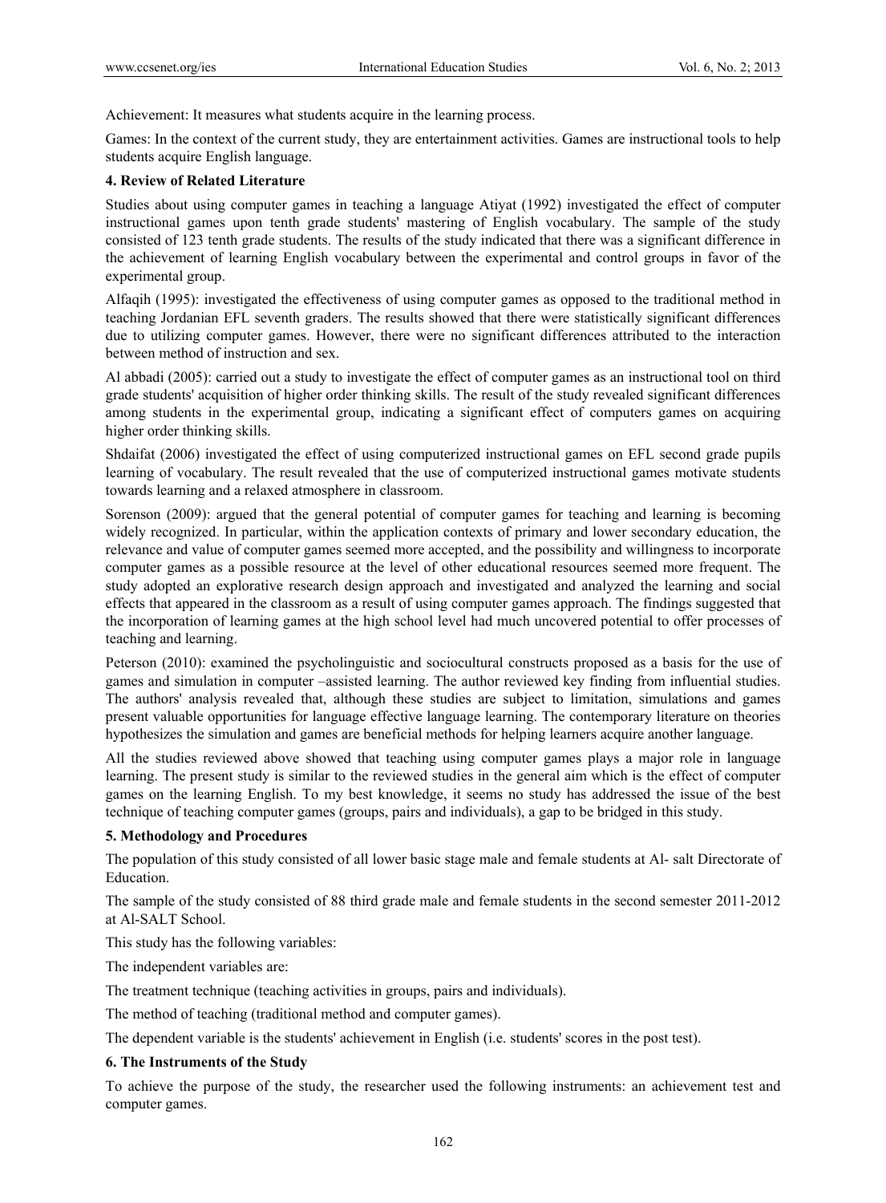Achievement: It measures what students acquire in the learning process.

Games: In the context of the current study, they are entertainment activities. Games are instructional tools to help students acquire English language.

**4. Review of Related Literature**

Studies about using computer games in teaching a language Atiyat (1992) investigated the effect of computer instructional games upon tenth grade students' mastering of English vocabulary. The sample of the study consisted of 123 tenth grade students. The results of the study indicated that there was a significant difference in the achievement of learning English vocabulary between the experimental and control groups in favor of the experimental group.

Alfaqih (1995): investigated the effectiveness of using computer games as opposed to the traditional method in teaching Jordanian EFL seventh graders. The results showed that there were statistically significant differences due to utilizing computer games. However, there were no significant differences attributed to the interaction between method of instruction and sex.

Al abbadi (2005): carried out a study to investigate the effect of computer games as an instructional tool on third grade students' acquisition of higher order thinking skills. The result of the study revealed significant differences among students in the experimental group, indicating a significant effect of computers games on acquiring higher order thinking skills.

Shdaifat (2006) investigated the effect of using computerized instructional games on EFL second grade pupils learning of vocabulary. The result revealed that the use of computerized instructional games motivate students towards learning and a relaxed atmosphere in classroom.

Sorenson (2009): argued that the general potential of computer games for teaching and learning is becoming widely recognized. In particular, within the application contexts of primary and lower secondary education, the relevance and value of computer games seemed more accepted, and the possibility and willingness to incorporate computer games as a possible resource at the level of other educational resources seemed more frequent. The study adopted an explorative research design approach and investigated and analyzed the learning and social effects that appeared in the classroom as a result of using computer games approach. The findings suggested that the incorporation of learning games at the high school level had much uncovered potential to offer processes of teaching and learning.

Peterson (2010): examined the psycholinguistic and sociocultural constructs proposed as a basis for the use of games and simulation in computer –assisted learning. The author reviewed key finding from influential studies. The authors' analysis revealed that, although these studies are subject to limitation, simulations and games present valuable opportunities for language effective language learning. The contemporary literature on theories hypothesizes the simulation and games are beneficial methods for helping learners acquire another language.

All the studies reviewed above showed that teaching using computer games plays a major role in language learning. The present study is similar to the reviewed studies in the general aim which is the effect of computer games on the learning English. To my best knowledge, it seems no study has addressed the issue of the best technique of teaching computer games (groups, pairs and individuals), a gap to be bridged in this study.

**5. Methodology and Procedures**

The population of this study consisted of all lower basic stage male and female students at Al- salt Directorate of Education.

The sample of the study consisted of 88 third grade male and female students in the second semester 2011-2012 at Al-SALT School.

This study has the following variables:

The independent variables are:

The treatment technique (teaching activities in groups, pairs and individuals).

The method of teaching (traditional method and computer games).

The dependent variable is the students' achievement in English (i.e. students' scores in the post test).

**6. The Instruments of the Study**

To achieve the purpose of the study, the researcher used the following instruments: an achievement test and computer games.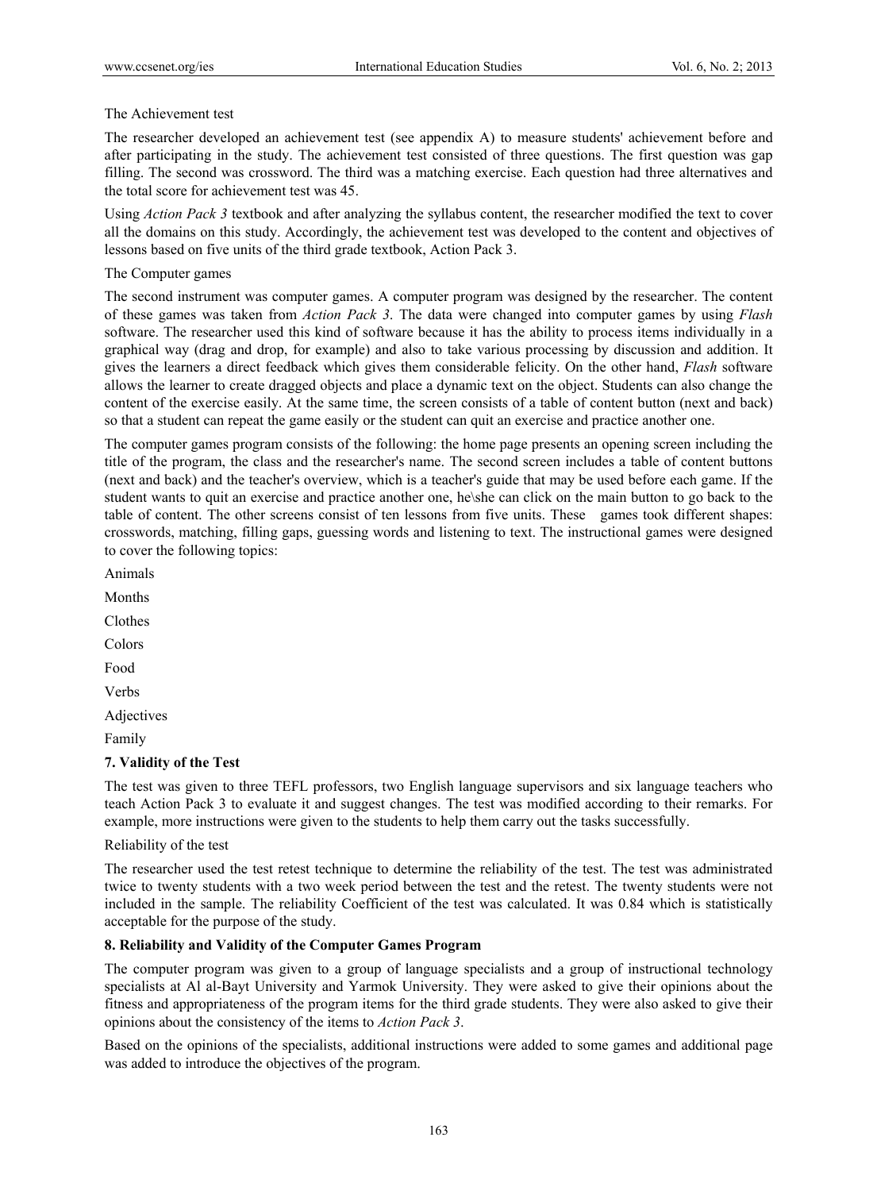The Achievement test

The researcher developed an achievement test (see appendix A) to measure students' achievement before and after participating in the study. The achievement test consisted of three questions. The first question was gap filling. The second was crossword. The third was a matching exercise. Each question had three alternatives and the total score for achievement test was 45.

Using *Action Pack 3* textbook and after analyzing the syllabus content, the researcher modified the text to cover all the domains on this study. Accordingly, the achievement test was developed to the content and objectives of lessons based on five units of the third grade textbook, Action Pack 3.

The Computer games

The second instrument was computer games. A computer program was designed by the researcher. The content of these games was taken from *Action Pack 3*. The data were changed into computer games by using *Flash* software. The researcher used this kind of software because it has the ability to process items individually in a graphical way (drag and drop, for example) and also to take various processing by discussion and addition. It gives the learners a direct feedback which gives them considerable felicity. On the other hand, *Flash* software allows the learner to create dragged objects and place a dynamic text on the object. Students can also change the content of the exercise easily. At the same time, the screen consists of a table of content button (next and back) so that a student can repeat the game easily or the student can quit an exercise and practice another one.

The computer games program consists of the following: the home page presents an opening screen including the title of the program, the class and the researcher's name. The second screen includes a table of content buttons (next and back) and the teacher's overview, which is a teacher's guide that may be used before each game. If the student wants to quit an exercise and practice another one, he\she can click on the main button to go back to the table of content. The other screens consist of ten lessons from five units. These games took different shapes: crosswords, matching, filling gaps, guessing words and listening to text. The instructional games were designed to cover the following topics:

Animals

Months

Clothes

Colors

Food

Verbs

Adjectives

Family

## 7. Validity of the Test

The test was given to three TEFL professors, two English language supervisors and six language teachers who teach Action Pack 3 to evaluate it and suggest changes. The test was modified according to their remarks. For example, more instructions were given to the students to help them carry out the tasks successfully.

Reliability of the test

The researcher used the test retest technique to determine the reliability of the test. The test was administrated twice to twenty students with a two week period between the test and the retest. The twenty students were not included in the sample. The reliability Coefficient of the test was calculated. It was 0.84 which is statistically acceptable for the purpose of the study.

## 8. Reliability and Validity of the Computer Games Program

The computer program was given to a group of language specialists and a group of instructional technology specialists at Al al-Bayt University and Yarmok University. They were asked to give their opinions about the fitness and appropriateness of the program items for the third grade students. They were also asked to give their opinions about the consistency of the items to *Action Pack 3*.

Based on the opinions of the specialists, additional instructions were added to some games and additional page was added to introduce the objectives of the program.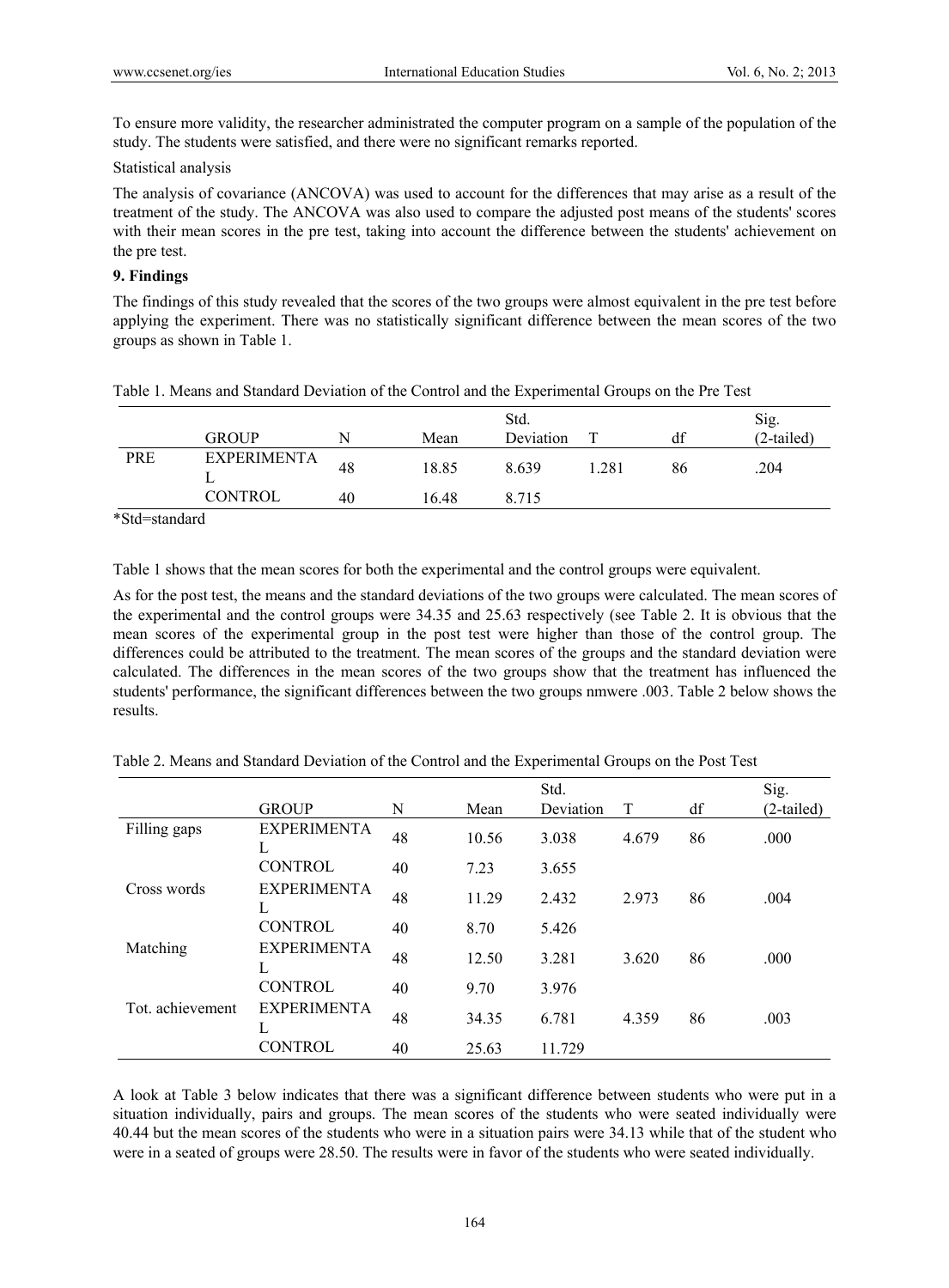To ensure more validity, the researcher administrated the computer program on a sample of the population of the study. The students were satisfied, and there were no significant remarks reported.

Statistical analysis

The analysis of covariance (ANCOVA) was used to account for the differences that may arise as a result of the treatment of the study. The ANCOVA was also used to compare the adjusted post means of the students' scores with their mean scores in the pre test, taking into account the difference between the students' achievement on the pre test.

## 9. Findings

The findings of this study revealed that the scores of the two groups were almost equivalent in the pre test before applying the experiment. There was no statistically significant difference between the mean scores of the two groups as shown in Table 1.

Table 1. Means and Standard Deviation of the Control and the Experimental Groups on the Pre Test

| | GROUP | N | Mean | Std. Deviation | T | df | Sig. (2-tailed) |
|---|---|---|---|---|---|---|---|
| PRE | EXPERIMENTAL | 48 | 18.85 | 8.639 | 1.281 | 86 | .204 |
| | CONTROL | 40 | 16.48 | 8.715 | | | |

*Std=standard

Table 1 shows that the mean scores for both the experimental and the control groups were equivalent.

As for the post test, the means and the standard deviations of the two groups were calculated. The mean scores of the experimental and the control groups were 34.35 and 25.63 respectively (see Table 2. It is obvious that the mean scores of the experimental group in the post test were higher than those of the control group. The differences could be attributed to the treatment. The mean scores of the groups and the standard deviation were calculated. The differences in the mean scores of the two groups show that the treatment has influenced the students' performance, the significant differences between the two groups nmwere .003. Table 2 below shows the results.

Table 2. Means and Standard Deviation of the Control and the Experimental Groups on the Post Test

| | GROUP | N | Mean | Std. Deviation | T | df | Sig. (2-tailed) |
|---|---|---|---|---|---|---|---|
| Filling gaps | EXPERIMENTAL | 48 | 10.56 | 3.038 | 4.679 | 86 | .000 |
| | CONTROL | 40 | 7.23 | 3.655 | | | |
| Cross words | EXPERIMENTAL | 48 | 11.29 | 2.432 | 2.973 | 86 | .004 |
| | CONTROL | 40 | 8.70 | 5.426 | | | |
| Matching | EXPERIMENTAL | 48 | 12.50 | 3.281 | 3.620 | 86 | .000 |
| | CONTROL | 40 | 9.70 | 3.976 | | | |
| Tot. achievement | EXPERIMENTAL | 48 | 34.35 | 6.781 | 4.359 | 86 | .003 |
| | CONTROL | 40 | 25.63 | 11.729 | | | |

A look at Table 3 below indicates that there was a significant difference between students who were put in a situation individually, pairs and groups. The mean scores of the students who were seated individually were 40.44 but the mean scores of the students who were in a situation pairs were 34.13 while that of the student who were in a seated of groups were 28.50. The results were in favor of the students who were seated individually.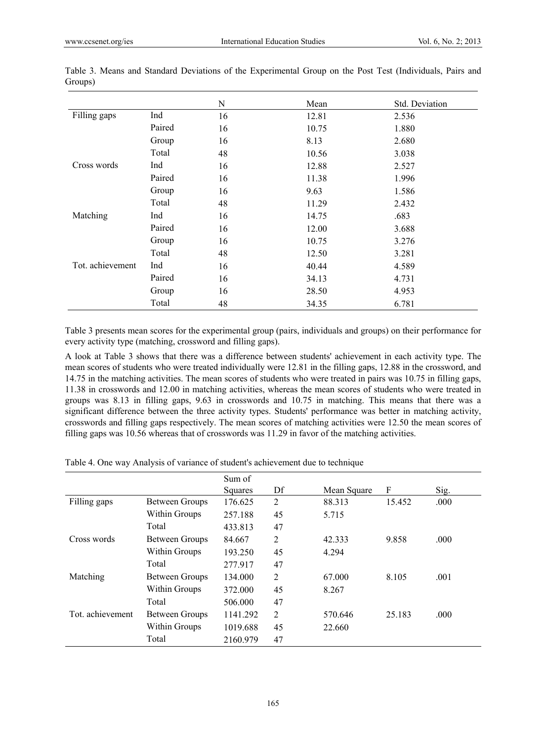Table 3. Means and Standard Deviations of the Experimental Group on the Post Test (Individuals, Pairs and Groups)

| | | N | Mean | Std. Deviation |
|---|---|---|---|---|
| Filling gaps | Ind | 16 | 12.81 | 2.536 |
| | Paired | 16 | 10.75 | 1.880 |
| | Group | 16 | 8.13 | 2.680 |
| | Total | 48 | 10.56 | 3.038 |
| Cross words | Ind | 16 | 12.88 | 2.527 |
| | Paired | 16 | 11.38 | 1.996 |
| | Group | 16 | 9.63 | 1.586 |
| | Total | 48 | 11.29 | 2.432 |
| Matching | Ind | 16 | 14.75 | .683 |
| | Paired | 16 | 12.00 | 3.688 |
| | Group | 16 | 10.75 | 3.276 |
| | Total | 48 | 12.50 | 3.281 |
| Tot. achievement | Ind | 16 | 40.44 | 4.589 |
| | Paired | 16 | 34.13 | 4.731 |
| | Group | 16 | 28.50 | 4.953 |
| | Total | 48 | 34.35 | 6.781 |

Table 3 presents mean scores for the experimental group (pairs, individuals and groups) on their performance for every activity type (matching, crossword and filling gaps).

A look at Table 3 shows that there was a difference between students' achievement in each activity type. The mean scores of students who were treated individually were 12.81 in the filling gaps, 12.88 in the crossword, and 14.75 in the matching activities. The mean scores of students who were treated in pairs was 10.75 in filling gaps, 11.38 in crosswords and 12.00 in matching activities, whereas the mean scores of students who were treated in groups was 8.13 in filling gaps, 9.63 in crosswords and 10.75 in matching. This means that there was a significant difference between the three activity types. Students' performance was better in matching activity, crosswords and filling gaps respectively. The mean scores of matching activities were 12.50 the mean scores of filling gaps was 10.56 whereas that of crosswords was 11.29 in favor of the matching activities.

Table 4. One way Analysis of variance of student's achievement due to technique

| | | Sum of Squares | Df | Mean Square | F | Sig. |
|---|---|---|---|---|---|---|
| Filling gaps | Between Groups | 176.625 | 2 | 88.313 | 15.452 | .000 |
| | Within Groups | 257.188 | 45 | 5.715 | | |
| | Total | 433.813 | 47 | | | |
| Cross words | Between Groups | 84.667 | 2 | 42.333 | 9.858 | .000 |
| | Within Groups | 193.250 | 45 | 4.294 | | |
| | Total | 277.917 | 47 | | | |
| Matching | Between Groups | 134.000 | 2 | 67.000 | 8.105 | .001 |
| | Within Groups | 372.000 | 45 | 8.267 | | |
| | Total | 506.000 | 47 | | | |
| Tot. achievement | Between Groups | 1141.292 | 2 | 570.646 | 25.183 | .000 |
| | Within Groups | 1019.688 | 45 | 22.660 | | |
| | Total | 2160.979 | 47 | | | |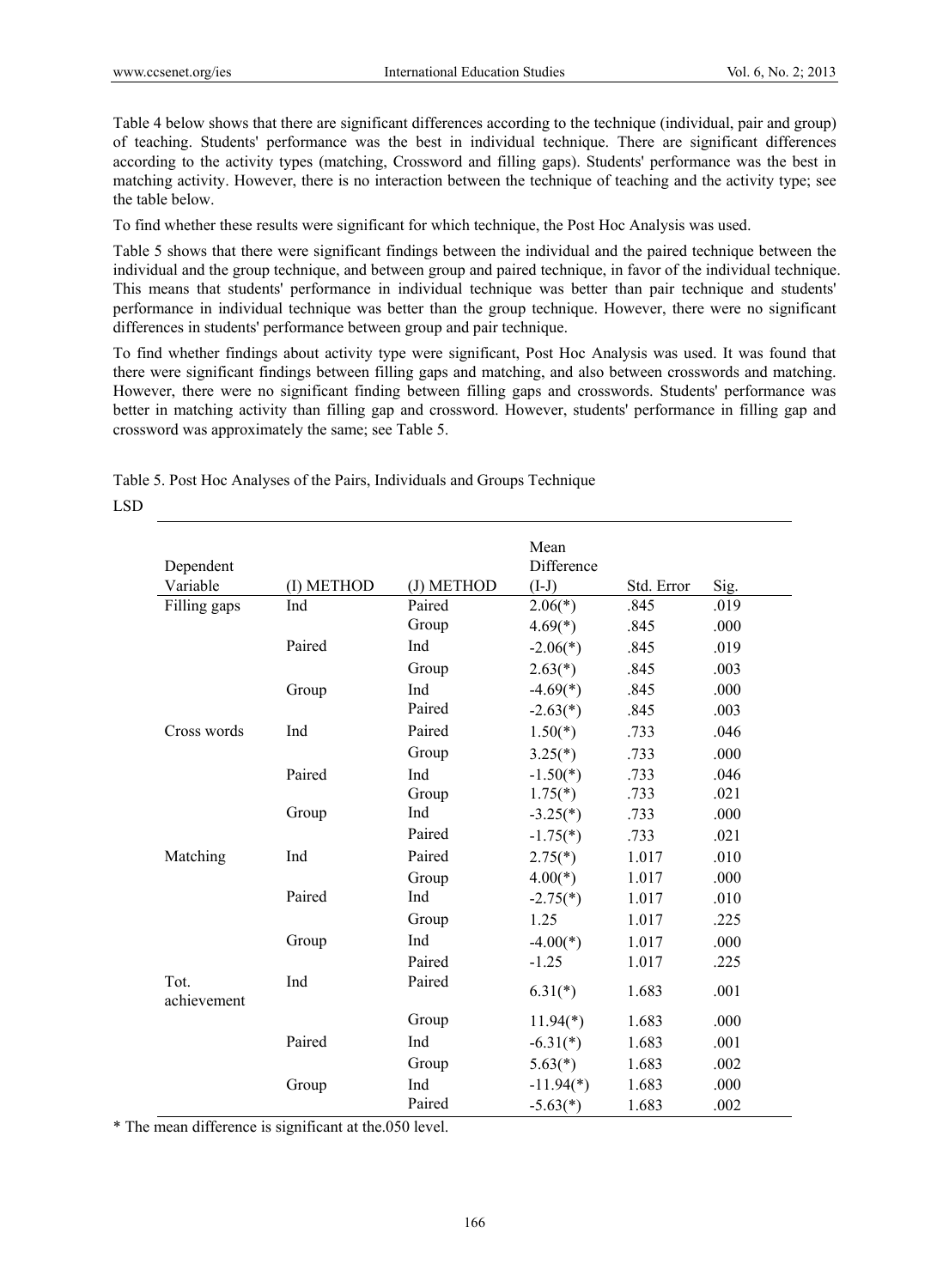Table 4 below shows that there are significant differences according to the technique (individual, pair and group) of teaching. Students' performance was the best in individual technique. There are significant differences according to the activity types (matching, Crossword and filling gaps). Students' performance was the best in matching activity. However, there is no interaction between the technique of teaching and the activity type; see the table below.

To find whether these results were significant for which technique, the Post Hoc Analysis was used.

Table 5 shows that there were significant findings between the individual and the paired technique between the individual and the group technique, and between group and paired technique, in favor of the individual technique. This means that students' performance in individual technique was better than pair technique and students' performance in individual technique was better than the group technique. However, there were no significant differences in students' performance between group and pair technique.

To find whether findings about activity type were significant, Post Hoc Analysis was used. It was found that there were significant findings between filling gaps and matching, and also between crosswords and matching. However, there were no significant finding between filling gaps and crosswords. Students' performance was better in matching activity than filling gap and crossword. However, students' performance in filling gap and crossword was approximately the same; see Table 5.

Table 5. Post Hoc Analyses of the Pairs, Individuals and Groups Technique

LSD

| Dependent Variable | (I) METHOD | (J) METHOD | Mean Difference (I-J) | Std. Error | Sig. |
|---|---|---|---|---|---|
| Filling gaps | Ind | Paired | 2.06(*) | .845 | .019 |
| | | Group | 4.69(*) | .845 | .000 |
| | Paired | Ind | -2.06(*) | .845 | .019 |
| | | Group | 2.63(*) | .845 | .003 |
| | Group | Ind | -4.69(*) | .845 | .000 |
| | | Paired | -2.63(*) | .845 | .003 |
| Cross words | Ind | Paired | 1.50(*) | .733 | .046 |
| | | Group | 3.25(*) | .733 | .000 |
| | Paired | Ind | -1.50(*) | .733 | .046 |
| | | Group | 1.75(*) | .733 | .021 |
| | Group | Ind | -3.25(*) | .733 | .000 |
| | | Paired | -1.75(*) | .733 | .021 |
| Matching | Ind | Paired | 2.75(*) | 1.017 | .010 |
| | | Group | 4.00(*) | 1.017 | .000 |
| | Paired | Ind | -2.75(*) | 1.017 | .010 |
| | | Group | 1.25 | 1.017 | .225 |
| | Group | Ind | -4.00(*) | 1.017 | .000 |
| | | Paired | -1.25 | 1.017 | .225 |
| Tot. achievement | Ind | Paired | 6.31(*) | 1.683 | .001 |
| | | Group | 11.94(*) | 1.683 | .000 |
| | Paired | Ind | -6.31(*) | 1.683 | .001 |
| | | Group | 5.63(*) | 1.683 | .002 |
| | Group | Ind | -11.94(*) | 1.683 | .000 |
| | | Paired | -5.63(*) | 1.683 | .002 |

* The mean difference is significant at the.050 level.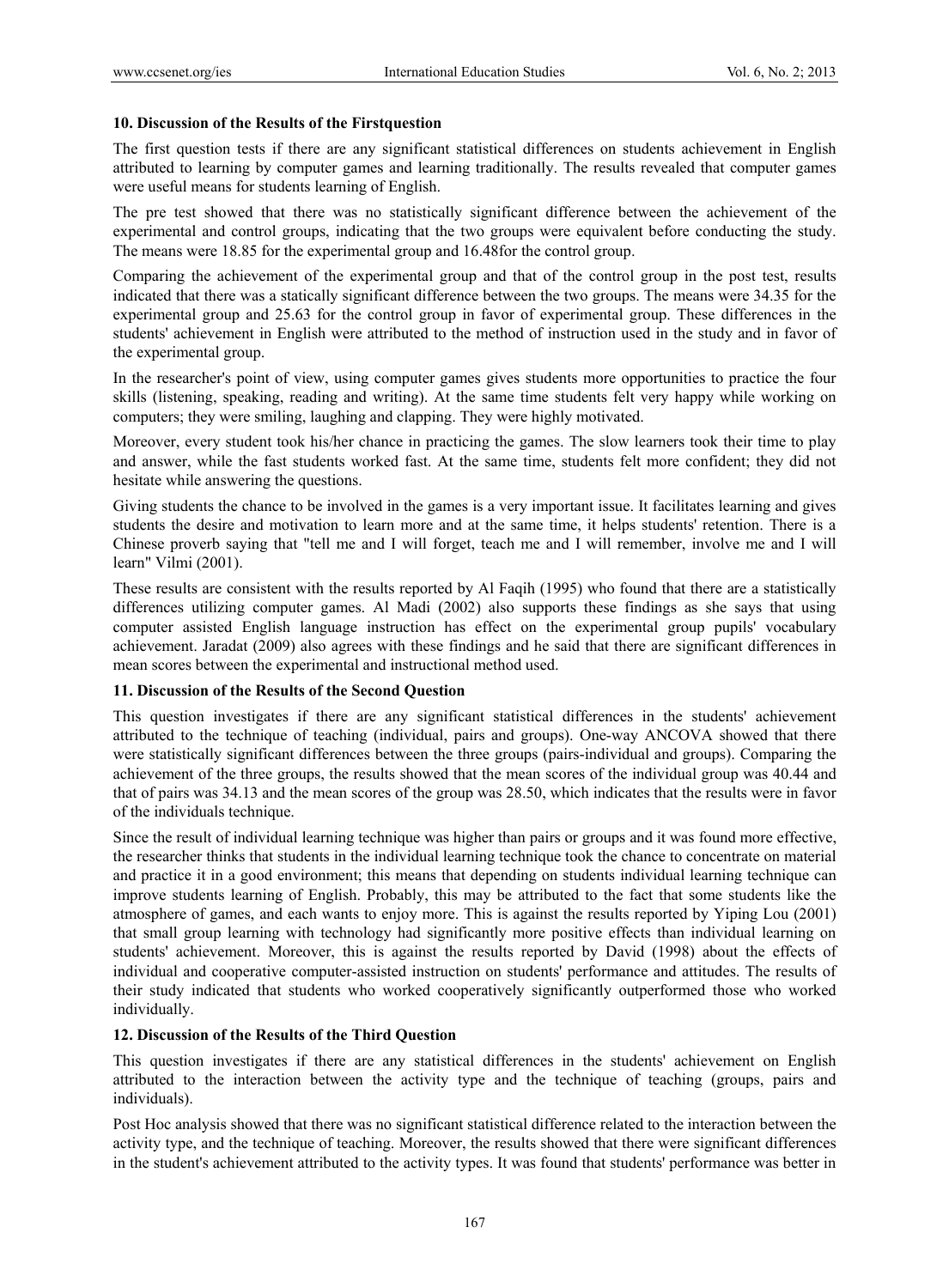## 10. Discussion of the Results of the Firstquestion

The first question tests if there are any significant statistical differences on students achievement in English attributed to learning by computer games and learning traditionally. The results revealed that computer games were useful means for students learning of English.

The pre test showed that there was no statistically significant difference between the achievement of the experimental and control groups, indicating that the two groups were equivalent before conducting the study. The means were 18.85 for the experimental group and 16.48for the control group.

Comparing the achievement of the experimental group and that of the control group in the post test, results indicated that there was a statically significant difference between the two groups. The means were 34.35 for the experimental group and 25.63 for the control group in favor of experimental group. These differences in the students' achievement in English were attributed to the method of instruction used in the study and in favor of the experimental group.

In the researcher's point of view, using computer games gives students more opportunities to practice the four skills (listening, speaking, reading and writing). At the same time students felt very happy while working on computers; they were smiling, laughing and clapping. They were highly motivated.

Moreover, every student took his/her chance in practicing the games. The slow learners took their time to play and answer, while the fast students worked fast. At the same time, students felt more confident; they did not hesitate while answering the questions.

Giving students the chance to be involved in the games is a very important issue. It facilitates learning and gives students the desire and motivation to learn more and at the same time, it helps students' retention. There is a Chinese proverb saying that "tell me and I will forget, teach me and I will remember, involve me and I will learn" Vilmi (2001).

These results are consistent with the results reported by Al Faqih (1995) who found that there are a statistically differences utilizing computer games. Al Madi (2002) also supports these findings as she says that using computer assisted English language instruction has effect on the experimental group pupils' vocabulary achievement. Jaradat (2009) also agrees with these findings and he said that there are significant differences in mean scores between the experimental and instructional method used.

## 11. Discussion of the Results of the Second Question

This question investigates if there are any significant statistical differences in the students' achievement attributed to the technique of teaching (individual, pairs and groups). One-way ANCOVA showed that there were statistically significant differences between the three groups (pairs-individual and groups). Comparing the achievement of the three groups, the results showed that the mean scores of the individual group was 40.44 and that of pairs was 34.13 and the mean scores of the group was 28.50, which indicates that the results were in favor of the individuals technique.

Since the result of individual learning technique was higher than pairs or groups and it was found more effective, the researcher thinks that students in the individual learning technique took the chance to concentrate on material and practice it in a good environment; this means that depending on students individual learning technique can improve students learning of English. Probably, this may be attributed to the fact that some students like the atmosphere of games, and each wants to enjoy more. This is against the results reported by Yiping Lou (2001) that small group learning with technology had significantly more positive effects than individual learning on students' achievement. Moreover, this is against the results reported by David (1998) about the effects of individual and cooperative computer-assisted instruction on students' performance and attitudes. The results of their study indicated that students who worked cooperatively significantly outperformed those who worked individually.

## 12. Discussion of the Results of the Third Question

This question investigates if there are any statistical differences in the students' achievement on English attributed to the interaction between the activity type and the technique of teaching (groups, pairs and individuals).

Post Hoc analysis showed that there was no significant statistical difference related to the interaction between the activity type, and the technique of teaching. Moreover, the results showed that there were significant differences in the student's achievement attributed to the activity types. It was found that students' performance was better in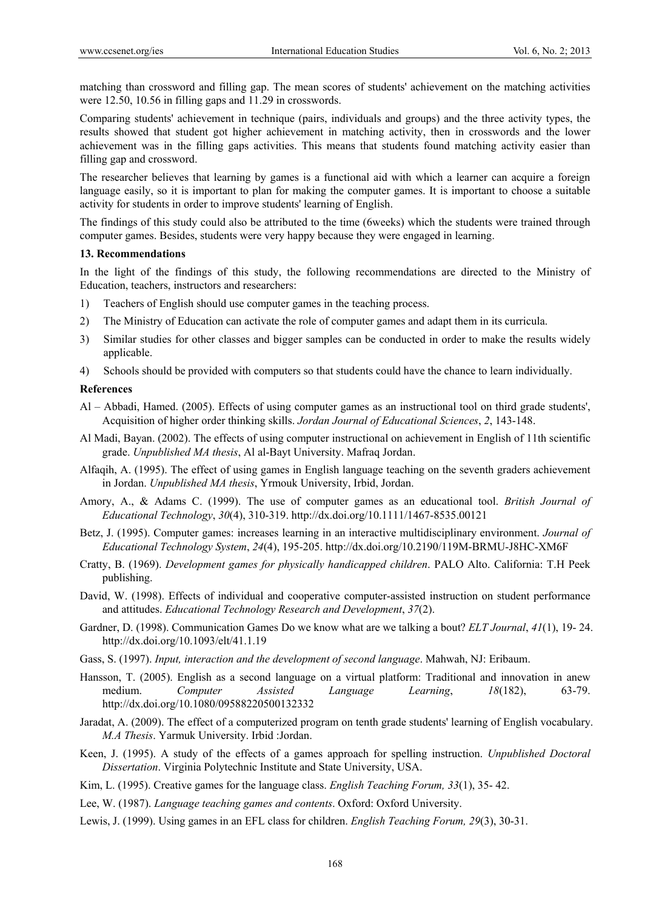matching than crossword and filling gap. The mean scores of students' achievement on the matching activities were 12.50, 10.56 in filling gaps and 11.29 in crosswords.

Comparing students' achievement in technique (pairs, individuals and groups) and the three activity types, the results showed that student got higher achievement in matching activity, then in crosswords and the lower achievement was in the filling gaps activities. This means that students found matching activity easier than filling gap and crossword.

The researcher believes that learning by games is a functional aid with which a learner can acquire a foreign language easily, so it is important to plan for making the computer games. It is important to choose a suitable activity for students in order to improve students' learning of English.

The findings of this study could also be attributed to the time (6weeks) which the students were trained through computer games. Besides, students were very happy because they were engaged in learning.

### 13. Recommendations

In the light of the findings of this study, the following recommendations are directed to the Ministry of Education, teachers, instructors and researchers:

1) Teachers of English should use computer games in the teaching process.
2) The Ministry of Education can activate the role of computer games and adapt them in its curricula.
3) Similar studies for other classes and bigger samples can be conducted in order to make the results widely applicable.
4) Schools should be provided with computers so that students could have the chance to learn individually.

### References

Al – Abbadi, Hamed. (2005). Effects of using computer games as an instructional tool on third grade students', Acquisition of higher order thinking skills. *Jordan Journal of Educational Sciences*, *2*, 143-148.

Al Madi, Bayan. (2002). The effects of using computer instructional on achievement in English of 11th scientific grade. *Unpublished MA thesis*, Al al-Bayt University. Mafraq Jordan.

Alfaqih, A. (1995). The effect of using games in English language teaching on the seventh graders achievement in Jordan. *Unpublished MA thesis*, Yrmouk University, Irbid, Jordan.

Amory, A., & Adams C. (1999). The use of computer games as an educational tool. *British Journal of Educational Technology*, *30*(4), 310-319. http://dx.doi.org/10.1111/1467-8535.00121

Betz, J. (1995). Computer games: increases learning in an interactive multidisciplinary environment. *Journal of Educational Technology System*, *24*(4), 195-205. http://dx.doi.org/10.2190/119M-BRMU-J8HC-XM6F

Cratty, B. (1969). *Development games for physically handicapped children*. PALO Alto. California: T.H Peek publishing.

David, W. (1998). Effects of individual and cooperative computer-assisted instruction on student performance and attitudes. *Educational Technology Research and Development*, *37*(2).

Gardner, D. (1998). Communication Games Do we know what are we talking a bout? *ELT Journal*, *41*(1), 19- 24. http://dx.doi.org/10.1093/elt/41.1.19

Gass, S. (1997). *Input, interaction and the development of second language*. Mahwah, NJ: Eribaum.

Hansson, T. (2005). English as a second language on a virtual platform: Traditional and innovation in anew medium. *Computer Assisted Language Learning*, *18*(182), 63-79. http://dx.doi.org/10.1080/09588220500132332

Jaradat, A. (2009). The effect of a computerized program on tenth grade students' learning of English vocabulary. *M.A Thesis*. Yarmuk University. Irbid :Jordan.

Keen, J. (1995). A study of the effects of a games approach for spelling instruction. *Unpublished Doctoral Dissertation*. Virginia Polytechnic Institute and State University, USA.

Kim, L. (1995). Creative games for the language class. *English Teaching Forum, 33*(1), 35- 42.

Lee, W. (1987). *Language teaching games and contents*. Oxford: Oxford University.

Lewis, J. (1999). Using games in an EFL class for children. *English Teaching Forum, 29*(3), 30-31.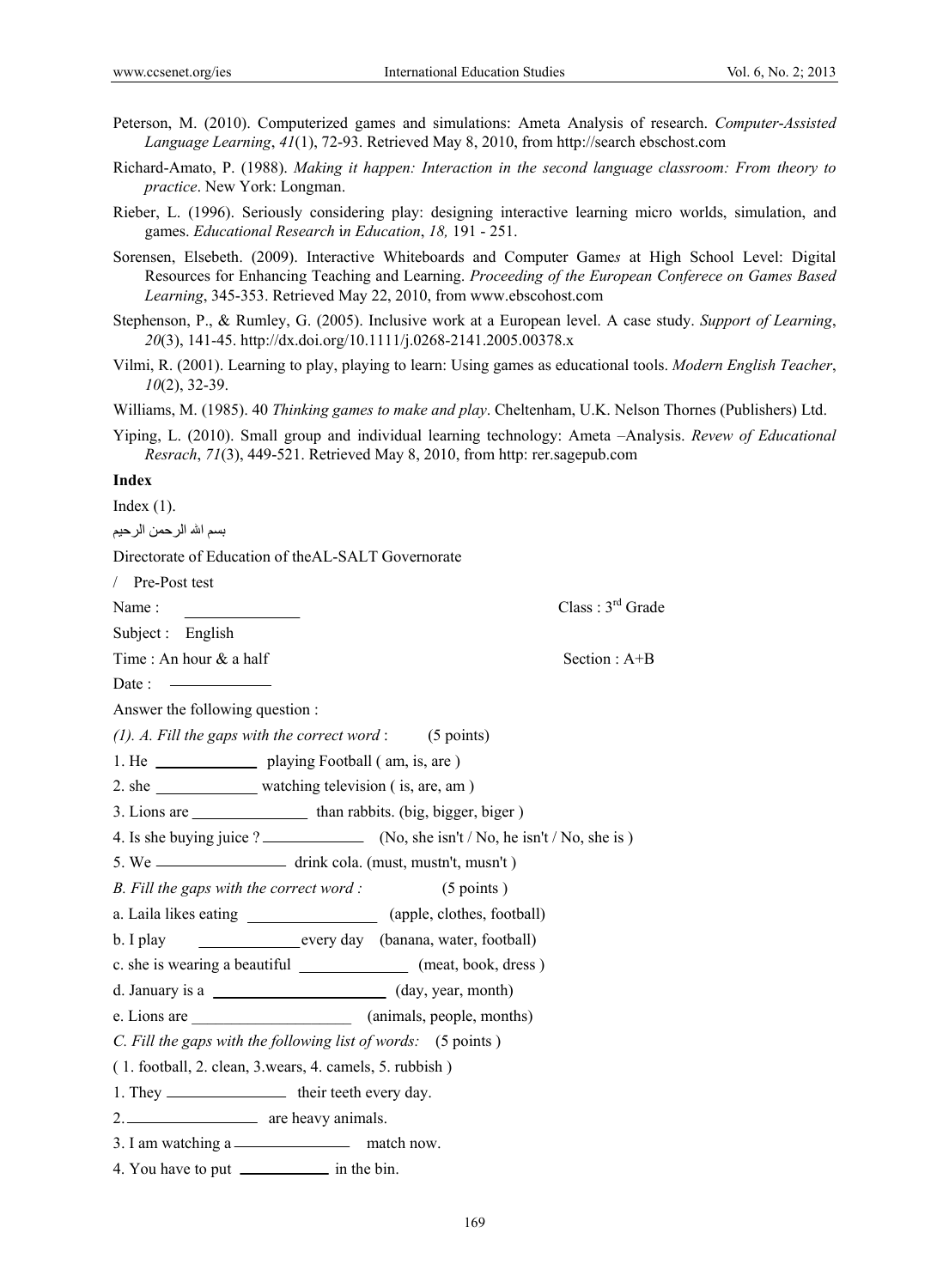Peterson, M. (2010). Computerized games and simulations: Ameta Analysis of research. *Computer-Assisted Language Learning*, *41*(1), 72-93. Retrieved May 8, 2010, from http://search ebschost.com

Richard-Amato, P. (1988). *Making it happen: Interaction in the second language classroom: From theory to practice*. New York: Longman.

Rieber, L. (1996). Seriously considering play: designing interactive learning micro worlds, simulation, and games. *Educational Research* i*n Education*, *18,* 191 - 251.

Sorensen, Elsebeth. (2009). Interactive Whiteboards and Computer Game*s* at High School Level: Digital Resources for Enhancing Teaching and Learning. *Proceeding of the European Conferece on Games Based Learning*, 345-353. Retrieved May 22, 2010, from www.ebscohost.com

Stephenson, P., & Rumley, G. (2005). Inclusive work at a European level. A case study. *Support of Learning*, *20*(3), 141-45. http://dx.doi.org/10.1111/j.0268-2141.2005.00378.x

Vilmi, R. (2001). Learning to play, playing to learn: Using games as educational tools. *Modern English Teacher*, *10*(2), 32-39.

Williams, M. (1985). 40 *Thinking games to make and play*. Cheltenham, U.K. Nelson Thornes (Publishers) Ltd.

Yiping, L. (2010). Small group and individual learning technology: Ameta –Analysis. *Revew of Educational Resrach*, *71*(3), 449-521. Retrieved May 8, 2010, from http: rer.sagepub.com

**Index**

Index (1).

بسم الله الرحمن الرحيم

Directorate of Education of theAL-SALT Governorate

/ Pre-Post test

Name : ______________ Class : 3rd Grade

Subject : English

Time : An hour & a half Section : A+B

Date : ____________

Answer the following question :

*(1). A. Fill the gaps with the correct word* : (5 points)

1. He ____________ playing Football ( am, is, are )
2. she ____________ watching television ( is, are, am )
3. Lions are ______________ than rabbits. (big, bigger, biger )
4. Is she buying juice ? ____________ (No, she isn't / No, he isn't / No, she is )
5. We ________________ drink cola. (must, mustn't, musn't )

*B. Fill the gaps with the correct word :* (5 points )

a. Laila likes eating _______________ (apple, clothes, football)

b. I play ____________every day (banana, water, football)

c. she is wearing a beautiful _____________ (meat, book, dress )

d. January is a _____________________ (day, year, month)

e. Lions are ____________________ (animals, people, months)

*C. Fill the gaps with the following list of words:* (5 points )

( 1. football, 2. clean, 3.wears, 4. camels, 5. rubbish )

1. They ______________ their teeth every day.
2. ________________ are heavy animals.
3. I am watching a ______________ match now.
4. You have to put ___________ in the bin.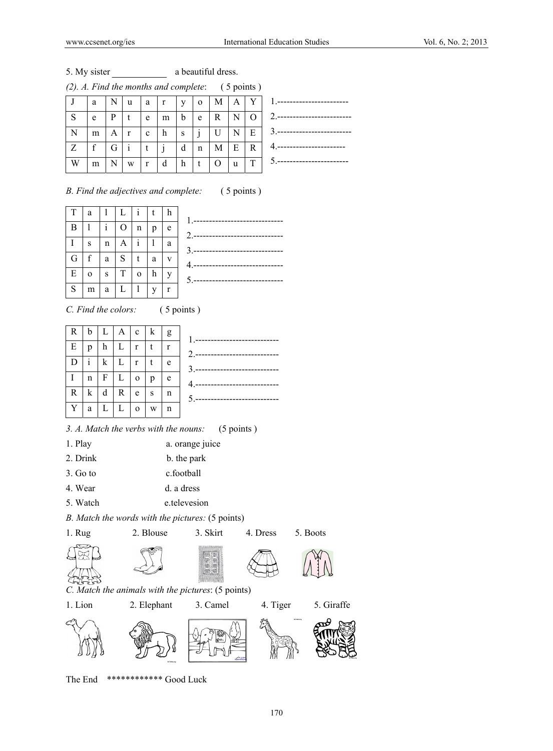5. My sister ____________ a beautiful dress.

*(2). A. Find the months and complete*: ( 5 points )

| J | a | N | u | a | r | y | o | M | A | Y |
|---|---|---|---|---|---|---|---|---|---|---|
| S | e | P | t | e | m | b | e | R | N | O |
| N | m | A | r | c | h | s | j | U | N | E |
| Z | f | G | i | t | j | d | n | M | E | R |
| W | m | N | w | r | d | h | t | O | u | T |

1.----------------------
2.-----------------------
3.-----------------------
4.---------------------
5.----------------------

*B. Find the adjectives and complete:* ( 5 points )

| T | a | l | L | i | t | h |
|---|---|---|---|---|---|---|
| B | l | i | O | n | p | e |
| I | s | n | A | i | l | a |
| G | f | a | S | t | a | v |
| E | o | s | T | o | h | y |
| S | m | a | L | l | y | r |

1.----------------------------
2.----------------------------
3.----------------------------
4.----------------------------
5.----------------------------

*C. Find the colors:* ( 5 points )

| R | b | L | A | c | k | g |
|---|---|---|---|---|---|---|
| E | p | h | L | r | t | r |
| D | i | k | L | r | t | e |
| I | n | F | L | o | p | e |
| R | k | d | R | e | s | n |
| Y | a | L | L | o | w | n |

1.--------------------------
2.--------------------------
3.--------------------------
4.--------------------------
5.--------------------------

*3. A. Match the verbs with the nouns:* (5 points )

1. Play a. orange juice
2. Drink b. the park
3. Go to c.football
4. Wear d. a dress
5. Watch e.televesion

*B. Match the words with the pictures:* (5 points)

1. Rug 2. Blouse 3. Skirt 4. Dress 5. Boots

*C. Match the animals with the pictures*: (5 points)

1. Lion 2. Elephant 3. Camel 4. Tiger 5. Giraffe

The End ************ Good Luck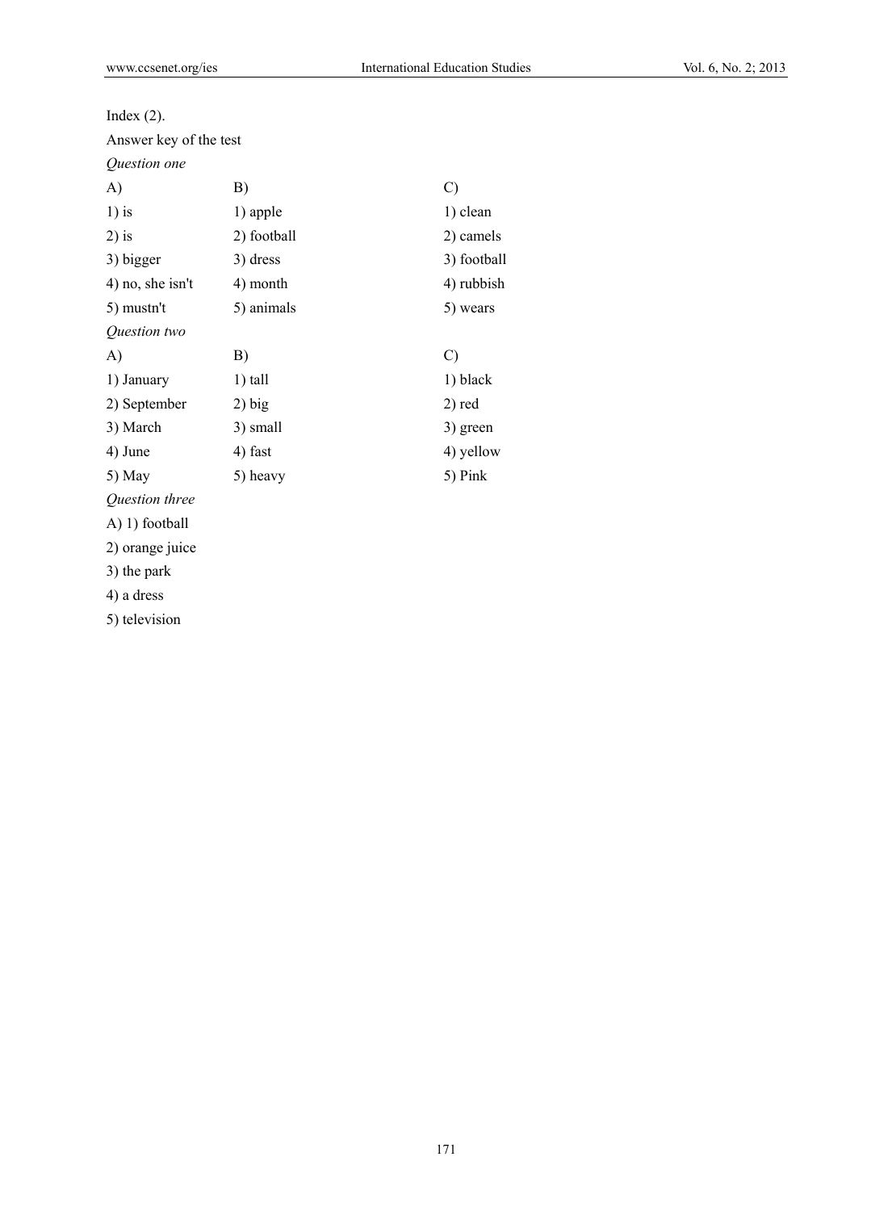Index (2).

Answer key of the test

*Question one*

| A) | B) | C) |
|---|---|---|
| 1) is | 1) apple | 1) clean |
| 2) is | 2) football | 2) camels |
| 3) bigger | 3) dress | 3) football |
| 4) no, she isn't | 4) month | 4) rubbish |
| 5) mustn't | 5) animals | 5) wears |

*Question two*

| A) | B) | C) |
|---|---|---|
| 1) January | 1) tall | 1) black |
| 2) September | 2) big | 2) red |
| 3) March | 3) small | 3) green |
| 4) June | 4) fast | 4) yellow |
| 5) May | 5) heavy | 5) Pink |

*Question three*

A) 1) football

2) orange juice

3) the park

4) a dress

5) television